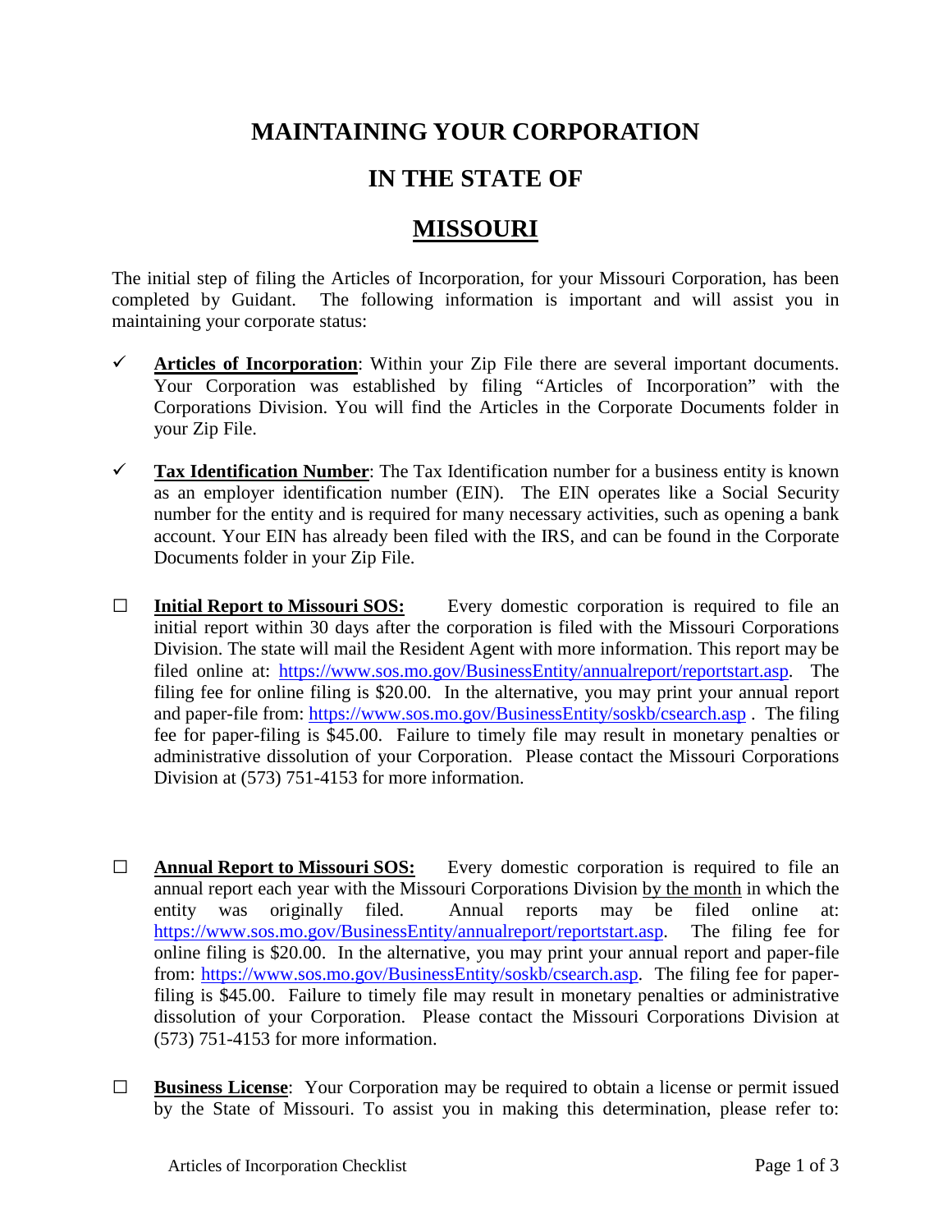# MAINTAINING YOUR CORPORATION

# IN THE STATE OF

# MISSOURI

The initial step of filing the Articles of Incorporation, for your Missouri Corporation, has been completed by Guidant. The following information is important and will assist you in maintaining your corporate status:

- ✓ **Articles of Incorporation**: Within your Zip File there are several important documents. Your Corporation was established by filing "Articles of Incorporation" with the Corporations Division. You will find the Articles in the Corporate Documents folder in your Zip File.

- ✓ **Tax Identification Number**: The Tax Identification number for a business entity is known as an employer identification number (EIN). The EIN operates like a Social Security number for the entity and is required for many necessary activities, such as opening a bank account. Your EIN has already been filed with the IRS, and can be found in the Corporate Documents folder in your Zip File.

- ☐ **Initial Report to Missouri SOS:** Every domestic corporation is required to file an initial report within 30 days after the corporation is filed with the Missouri Corporations Division. The state will mail the Resident Agent with more information. This report may be filed online at: https://www.sos.mo.gov/BusinessEntity/annualreport/reportstart.asp. The filing fee for online filing is $20.00. In the alternative, you may print your annual report and paper-file from: https://www.sos.mo.gov/BusinessEntity/soskb/csearch.asp . The filing fee for paper-filing is $45.00. Failure to timely file may result in monetary penalties or administrative dissolution of your Corporation. Please contact the Missouri Corporations Division at (573) 751-4153 for more information.

- ☐ **Annual Report to Missouri SOS:** Every domestic corporation is required to file an annual report each year with the Missouri Corporations Division by the month in which the entity was originally filed. Annual reports may be filed online at: https://www.sos.mo.gov/BusinessEntity/annualreport/reportstart.asp. The filing fee for online filing is $20.00. In the alternative, you may print your annual report and paper-file from: https://www.sos.mo.gov/BusinessEntity/soskb/csearch.asp. The filing fee for paper-filing is $45.00. Failure to timely file may result in monetary penalties or administrative dissolution of your Corporation. Please contact the Missouri Corporations Division at (573) 751-4153 for more information.

- ☐ **Business License**: Your Corporation may be required to obtain a license or permit issued by the State of Missouri. To assist you in making this determination, please refer to: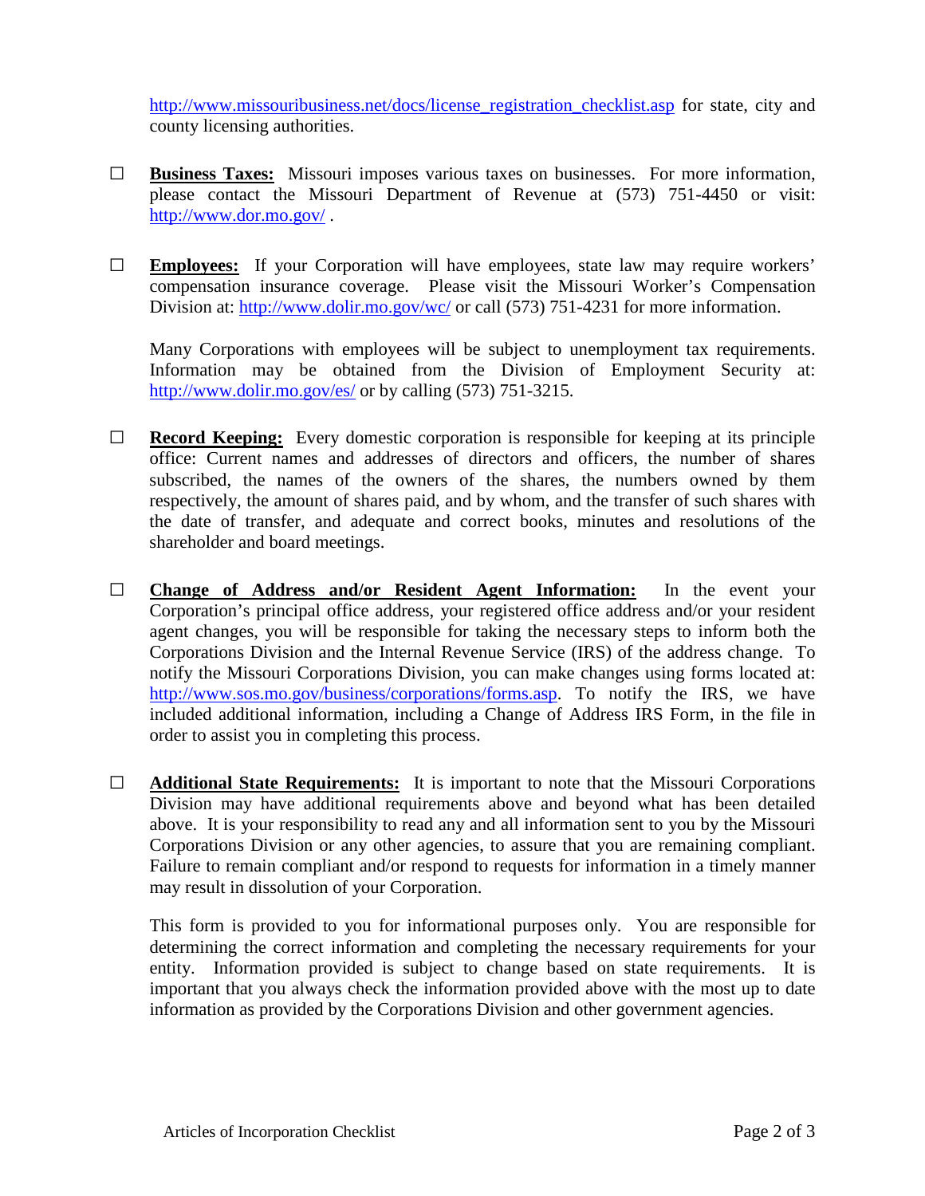http://www.missouribusiness.net/docs/license_registration_checklist.asp for state, city and county licensing authorities.

- ☐ **Business Taxes:** Missouri imposes various taxes on businesses. For more information, please contact the Missouri Department of Revenue at (573) 751-4450 or visit: http://www.dor.mo.gov/ .

- ☐ **Employees:** If your Corporation will have employees, state law may require workers' compensation insurance coverage. Please visit the Missouri Worker's Compensation Division at: http://www.dolir.mo.gov/wc/ or call (573) 751-4231 for more information.

  Many Corporations with employees will be subject to unemployment tax requirements. Information may be obtained from the Division of Employment Security at: http://www.dolir.mo.gov/es/ or by calling (573) 751-3215.

- ☐ **Record Keeping:** Every domestic corporation is responsible for keeping at its principle office: Current names and addresses of directors and officers, the number of shares subscribed, the names of the owners of the shares, the numbers owned by them respectively, the amount of shares paid, and by whom, and the transfer of such shares with the date of transfer, and adequate and correct books, minutes and resolutions of the shareholder and board meetings.

- ☐ **Change of Address and/or Resident Agent Information:** In the event your Corporation's principal office address, your registered office address and/or your resident agent changes, you will be responsible for taking the necessary steps to inform both the Corporations Division and the Internal Revenue Service (IRS) of the address change. To notify the Missouri Corporations Division, you can make changes using forms located at: http://www.sos.mo.gov/business/corporations/forms.asp. To notify the IRS, we have included additional information, including a Change of Address IRS Form, in the file in order to assist you in completing this process.

- ☐ **Additional State Requirements:** It is important to note that the Missouri Corporations Division may have additional requirements above and beyond what has been detailed above. It is your responsibility to read any and all information sent to you by the Missouri Corporations Division or any other agencies, to assure that you are remaining compliant. Failure to remain compliant and/or respond to requests for information in a timely manner may result in dissolution of your Corporation.

  This form is provided to you for informational purposes only. You are responsible for determining the correct information and completing the necessary requirements for your entity. Information provided is subject to change based on state requirements. It is important that you always check the information provided above with the most up to date information as provided by the Corporations Division and other government agencies.